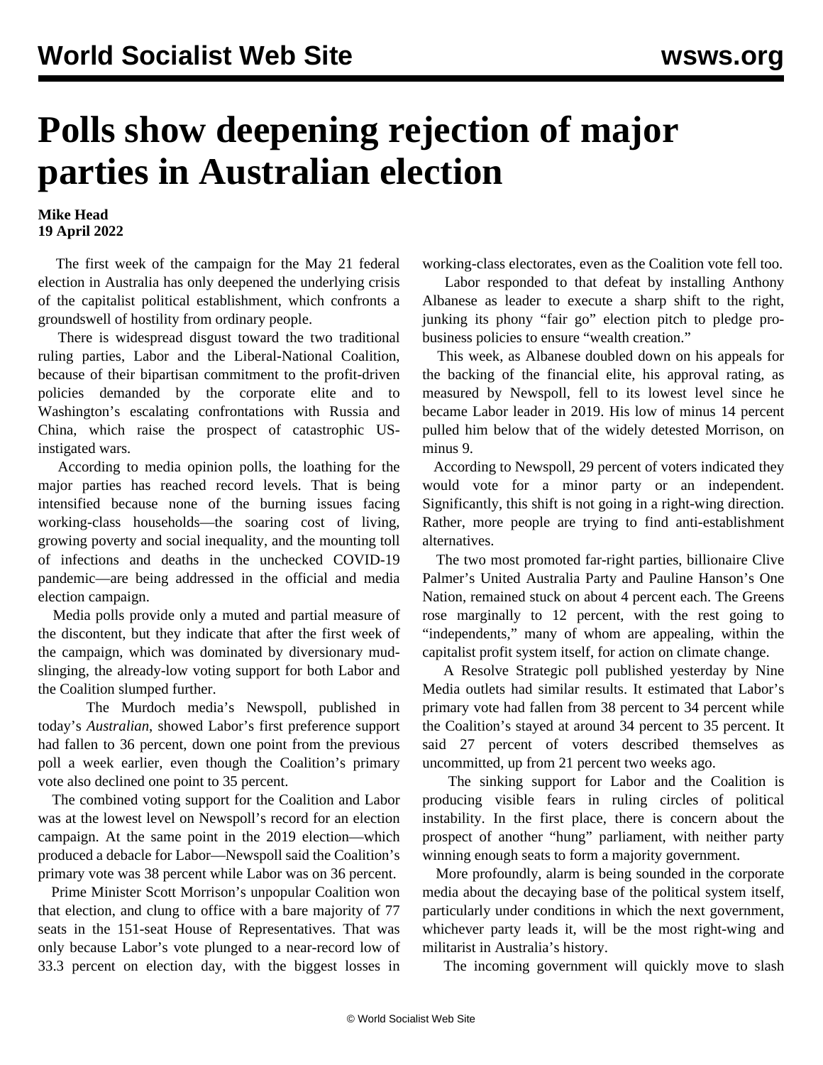# Polls show deepening rejection of major parties in Australian election

**Mike Head**
**19 April 2022**

The first week of the campaign for the May 21 federal election in Australia has only deepened the underlying crisis of the capitalist political establishment, which confronts a groundswell of hostility from ordinary people.

There is widespread disgust toward the two traditional ruling parties, Labor and the Liberal-National Coalition, because of their bipartisan commitment to the profit-driven policies demanded by the corporate elite and to Washington's escalating confrontations with Russia and China, which raise the prospect of catastrophic US-instigated wars.

According to media opinion polls, the loathing for the major parties has reached record levels. That is being intensified because none of the burning issues facing working-class households—the soaring cost of living, growing poverty and social inequality, and the mounting toll of infections and deaths in the unchecked COVID-19 pandemic—are being addressed in the official and media election campaign.

Media polls provide only a muted and partial measure of the discontent, but they indicate that after the first week of the campaign, which was dominated by diversionary mud-slinging, the already-low voting support for both Labor and the Coalition slumped further.

The Murdoch media's Newspoll, published in today's *Australian*, showed Labor's first preference support had fallen to 36 percent, down one point from the previous poll a week earlier, even though the Coalition's primary vote also declined one point to 35 percent.

The combined voting support for the Coalition and Labor was at the lowest level on Newspoll's record for an election campaign. At the same point in the 2019 election—which produced a debacle for Labor—Newspoll said the Coalition's primary vote was 38 percent while Labor was on 36 percent.

Prime Minister Scott Morrison's unpopular Coalition won that election, and clung to office with a bare majority of 77 seats in the 151-seat House of Representatives. That was only because Labor's vote plunged to a near-record low of 33.3 percent on election day, with the biggest losses in working-class electorates, even as the Coalition vote fell too.

Labor responded to that defeat by installing Anthony Albanese as leader to execute a sharp shift to the right, junking its phony "fair go" election pitch to pledge pro-business policies to ensure "wealth creation."

This week, as Albanese doubled down on his appeals for the backing of the financial elite, his approval rating, as measured by Newspoll, fell to its lowest level since he became Labor leader in 2019. His low of minus 14 percent pulled him below that of the widely detested Morrison, on minus 9.

According to Newspoll, 29 percent of voters indicated they would vote for a minor party or an independent. Significantly, this shift is not going in a right-wing direction. Rather, more people are trying to find anti-establishment alternatives.

The two most promoted far-right parties, billionaire Clive Palmer's United Australia Party and Pauline Hanson's One Nation, remained stuck on about 4 percent each. The Greens rose marginally to 12 percent, with the rest going to "independents," many of whom are appealing, within the capitalist profit system itself, for action on climate change.

A Resolve Strategic poll published yesterday by Nine Media outlets had similar results. It estimated that Labor's primary vote had fallen from 38 percent to 34 percent while the Coalition's stayed at around 34 percent to 35 percent. It said 27 percent of voters described themselves as uncommitted, up from 21 percent two weeks ago.

The sinking support for Labor and the Coalition is producing visible fears in ruling circles of political instability. In the first place, there is concern about the prospect of another "hung" parliament, with neither party winning enough seats to form a majority government.

More profoundly, alarm is being sounded in the corporate media about the decaying base of the political system itself, particularly under conditions in which the next government, whichever party leads it, will be the most right-wing and militarist in Australia's history.

The incoming government will quickly move to slash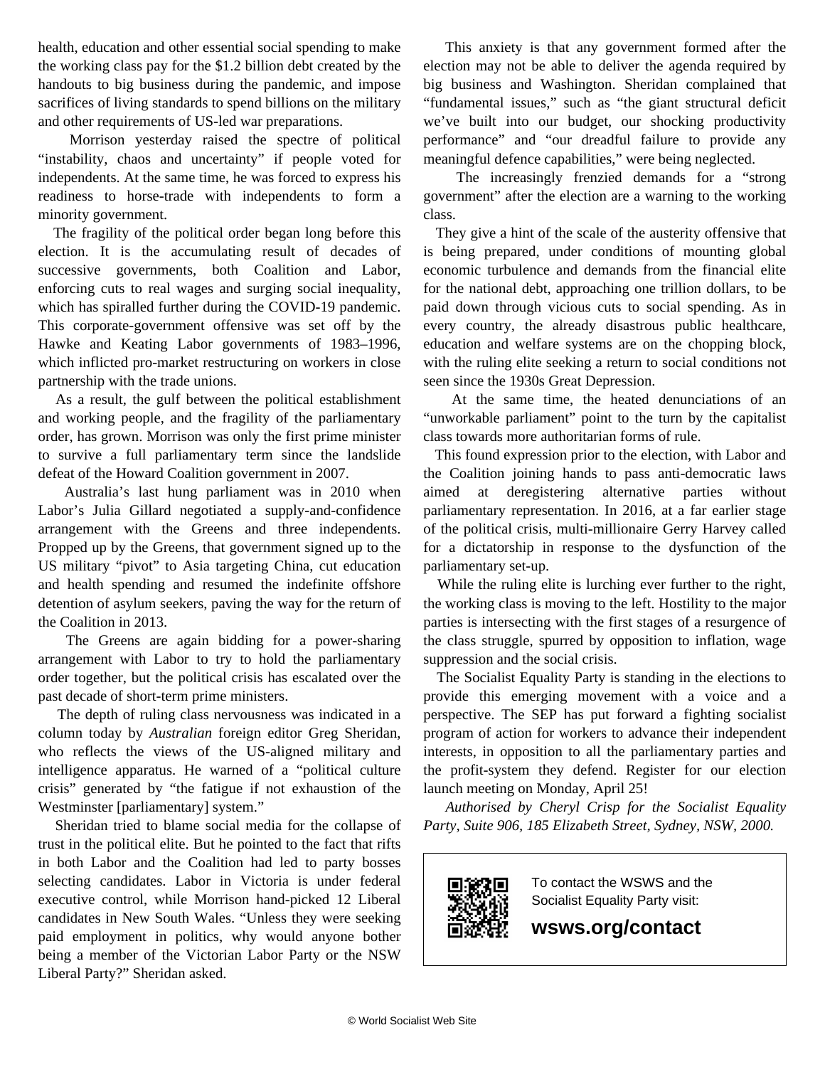health, education and other essential social spending to make the working class pay for the $1.2 billion debt created by the handouts to big business during the pandemic, and impose sacrifices of living standards to spend billions on the military and other requirements of US-led war preparations.

Morrison yesterday raised the spectre of political "instability, chaos and uncertainty" if people voted for independents. At the same time, he was forced to express his readiness to horse-trade with independents to form a minority government.

The fragility of the political order began long before this election. It is the accumulating result of decades of successive governments, both Coalition and Labor, enforcing cuts to real wages and surging social inequality, which has spiralled further during the COVID-19 pandemic. This corporate-government offensive was set off by the Hawke and Keating Labor governments of 1983–1996, which inflicted pro-market restructuring on workers in close partnership with the trade unions.

As a result, the gulf between the political establishment and working people, and the fragility of the parliamentary order, has grown. Morrison was only the first prime minister to survive a full parliamentary term since the landslide defeat of the Howard Coalition government in 2007.

Australia's last hung parliament was in 2010 when Labor's Julia Gillard negotiated a supply-and-confidence arrangement with the Greens and three independents. Propped up by the Greens, that government signed up to the US military "pivot" to Asia targeting China, cut education and health spending and resumed the indefinite offshore detention of asylum seekers, paving the way for the return of the Coalition in 2013.

The Greens are again bidding for a power-sharing arrangement with Labor to try to hold the parliamentary order together, but the political crisis has escalated over the past decade of short-term prime ministers.

The depth of ruling class nervousness was indicated in a column today by *Australian* foreign editor Greg Sheridan, who reflects the views of the US-aligned military and intelligence apparatus. He warned of a "political culture crisis" generated by "the fatigue if not exhaustion of the Westminster [parliamentary] system."

Sheridan tried to blame social media for the collapse of trust in the political elite. But he pointed to the fact that rifts in both Labor and the Coalition had led to party bosses selecting candidates. Labor in Victoria is under federal executive control, while Morrison hand-picked 12 Liberal candidates in New South Wales. "Unless they were seeking paid employment in politics, why would anyone bother being a member of the Victorian Labor Party or the NSW Liberal Party?" Sheridan asked.

This anxiety is that any government formed after the election may not be able to deliver the agenda required by big business and Washington. Sheridan complained that "fundamental issues," such as "the giant structural deficit we've built into our budget, our shocking productivity performance" and "our dreadful failure to provide any meaningful defence capabilities," were being neglected.

The increasingly frenzied demands for a "strong government" after the election are a warning to the working class.

They give a hint of the scale of the austerity offensive that is being prepared, under conditions of mounting global economic turbulence and demands from the financial elite for the national debt, approaching one trillion dollars, to be paid down through vicious cuts to social spending. As in every country, the already disastrous public healthcare, education and welfare systems are on the chopping block, with the ruling elite seeking a return to social conditions not seen since the 1930s Great Depression.

At the same time, the heated denunciations of an "unworkable parliament" point to the turn by the capitalist class towards more authoritarian forms of rule.

This found expression prior to the election, with Labor and the Coalition joining hands to pass anti-democratic laws aimed at deregistering alternative parties without parliamentary representation. In 2016, at a far earlier stage of the political crisis, multi-millionaire Gerry Harvey called for a dictatorship in response to the dysfunction of the parliamentary set-up.

While the ruling elite is lurching ever further to the right, the working class is moving to the left. Hostility to the major parties is intersecting with the first stages of a resurgence of the class struggle, spurred by opposition to inflation, wage suppression and the social crisis.

The Socialist Equality Party is standing in the elections to provide this emerging movement with a voice and a perspective. The SEP has put forward a fighting socialist program of action for workers to advance their independent interests, in opposition to all the parliamentary parties and the profit-system they defend. Register for our election launch meeting on Monday, April 25!

*Authorised by Cheryl Crisp for the Socialist Equality Party, Suite 906, 185 Elizabeth Street, Sydney, NSW, 2000.*

To contact the WSWS and the Socialist Equality Party visit:

**wsws.org/contact**